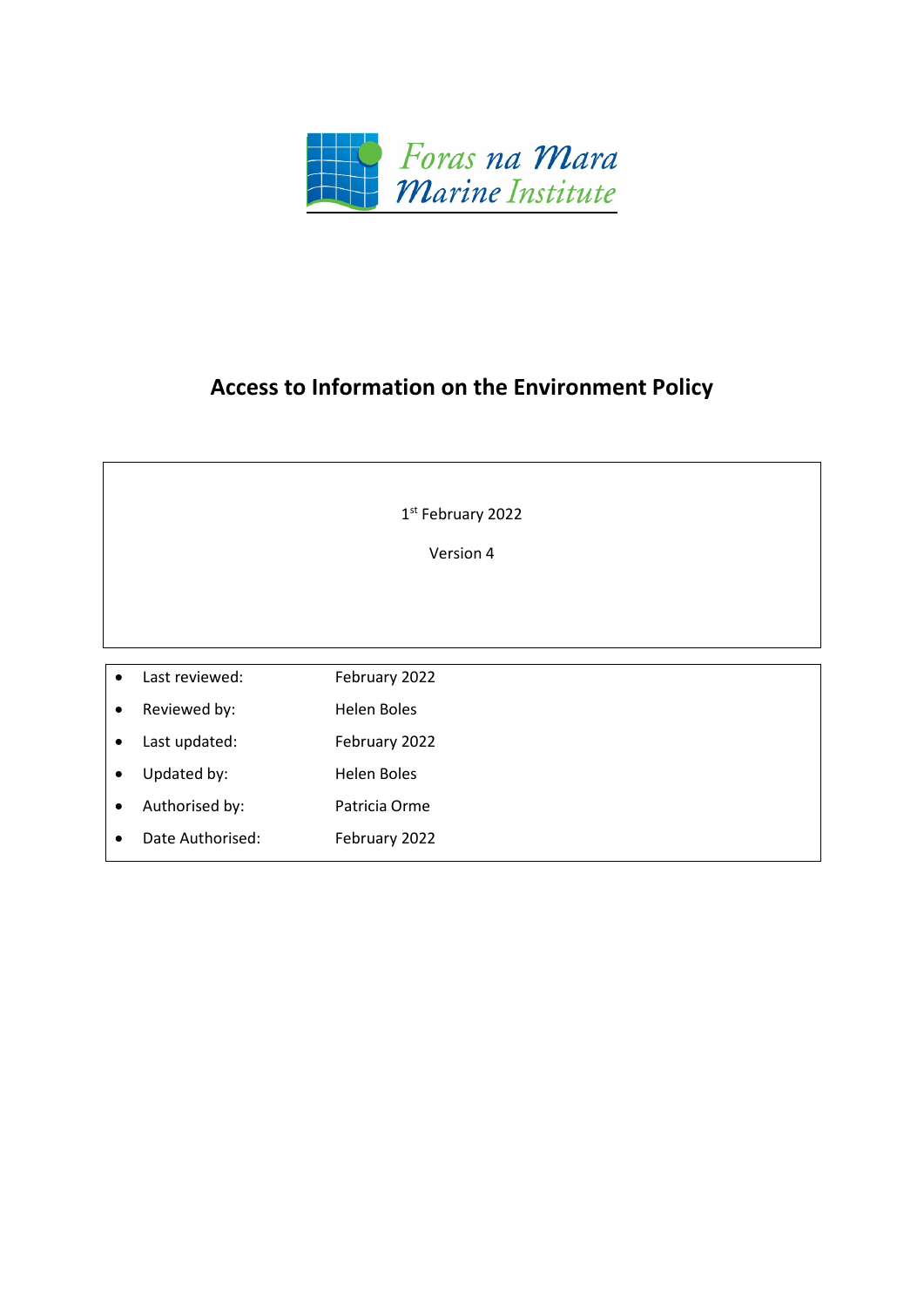Foras na Mara
Marine Institute

# Access to Information on the Environment Policy

1st February 2022

Version 4

- Last reviewed: February 2022
- Reviewed by: Helen Boles
- Last updated: February 2022
- Updated by: Helen Boles
- Authorised by: Patricia Orme
- Date Authorised: February 2022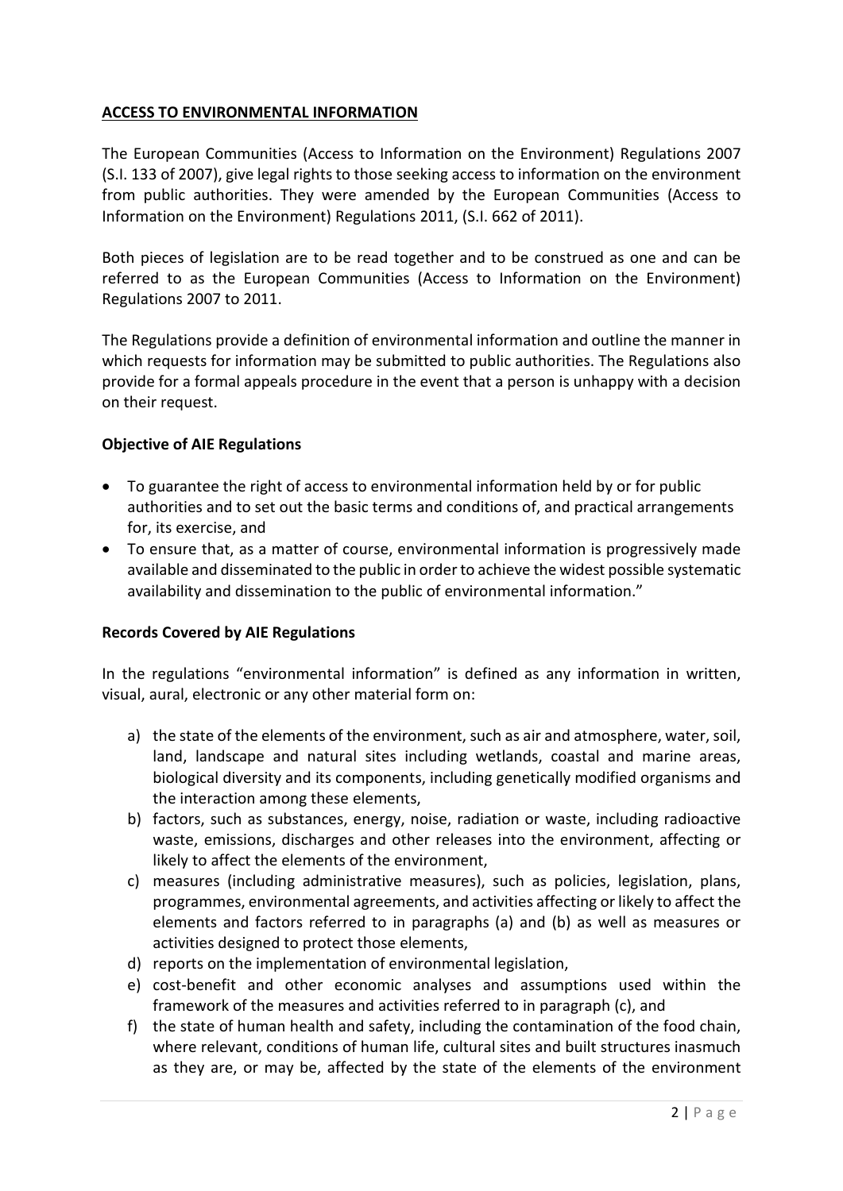**ACCESS TO ENVIRONMENTAL INFORMATION**

The European Communities (Access to Information on the Environment) Regulations 2007 (S.I. 133 of 2007), give legal rights to those seeking access to information on the environment from public authorities. They were amended by the European Communities (Access to Information on the Environment) Regulations 2011, (S.I. 662 of 2011).

Both pieces of legislation are to be read together and to be construed as one and can be referred to as the European Communities (Access to Information on the Environment) Regulations 2007 to 2011.

The Regulations provide a definition of environmental information and outline the manner in which requests for information may be submitted to public authorities. The Regulations also provide for a formal appeals procedure in the event that a person is unhappy with a decision on their request.

**Objective of AIE Regulations**

- To guarantee the right of access to environmental information held by or for public authorities and to set out the basic terms and conditions of, and practical arrangements for, its exercise, and
- To ensure that, as a matter of course, environmental information is progressively made available and disseminated to the public in order to achieve the widest possible systematic availability and dissemination to the public of environmental information."

**Records Covered by AIE Regulations**

In the regulations "environmental information" is defined as any information in written, visual, aural, electronic or any other material form on:

a) the state of the elements of the environment, such as air and atmosphere, water, soil, land, landscape and natural sites including wetlands, coastal and marine areas, biological diversity and its components, including genetically modified organisms and the interaction among these elements,
b) factors, such as substances, energy, noise, radiation or waste, including radioactive waste, emissions, discharges and other releases into the environment, affecting or likely to affect the elements of the environment,
c) measures (including administrative measures), such as policies, legislation, plans, programmes, environmental agreements, and activities affecting or likely to affect the elements and factors referred to in paragraphs (a) and (b) as well as measures or activities designed to protect those elements,
d) reports on the implementation of environmental legislation,
e) cost-benefit and other economic analyses and assumptions used within the framework of the measures and activities referred to in paragraph (c), and
f) the state of human health and safety, including the contamination of the food chain, where relevant, conditions of human life, cultural sites and built structures inasmuch as they are, or may be, affected by the state of the elements of the environment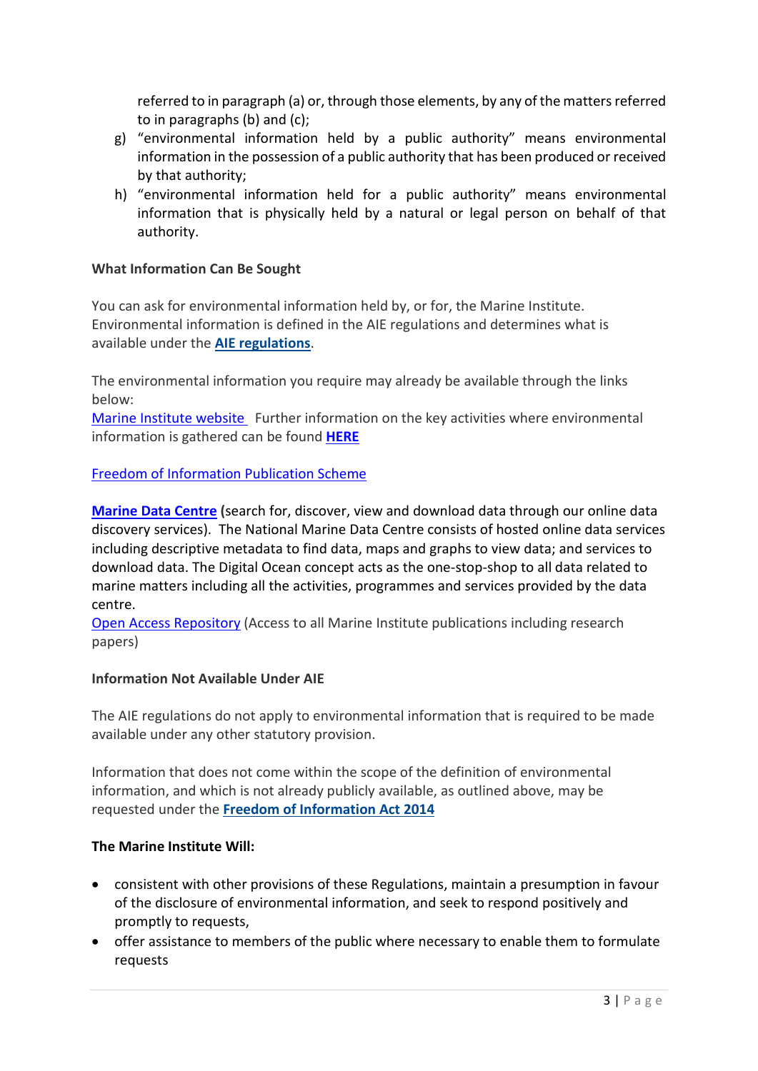referred to in paragraph (a) or, through those elements, by any of the matters referred to in paragraphs (b) and (c);

g) "environmental information held by a public authority" means environmental information in the possession of a public authority that has been produced or received by that authority;
h) "environmental information held for a public authority" means environmental information that is physically held by a natural or legal person on behalf of that authority.

**What Information Can Be Sought**

You can ask for environmental information held by, or for, the Marine Institute. Environmental information is defined in the AIE regulations and determines what is available under the **AIE regulations**.

The environmental information you require may already be available through the links below:
Marine Institute website  Further information on the key activities where environmental information is gathered can be found **HERE**

Freedom of Information Publication Scheme

**Marine Data Centre** (search for, discover, view and download data through our online data discovery services). The National Marine Data Centre consists of hosted online data services including descriptive metadata to find data, maps and graphs to view data; and services to download data. The Digital Ocean concept acts as the one-stop-shop to all data related to marine matters including all the activities, programmes and services provided by the data centre.
Open Access Repository (Access to all Marine Institute publications including research papers)

**Information Not Available Under AIE**

The AIE regulations do not apply to environmental information that is required to be made available under any other statutory provision.

Information that does not come within the scope of the definition of environmental information, and which is not already publicly available, as outlined above, may be requested under the **Freedom of Information Act 2014**

**The Marine Institute Will:**

- consistent with other provisions of these Regulations, maintain a presumption in favour of the disclosure of environmental information, and seek to respond positively and promptly to requests,
- offer assistance to members of the public where necessary to enable them to formulate requests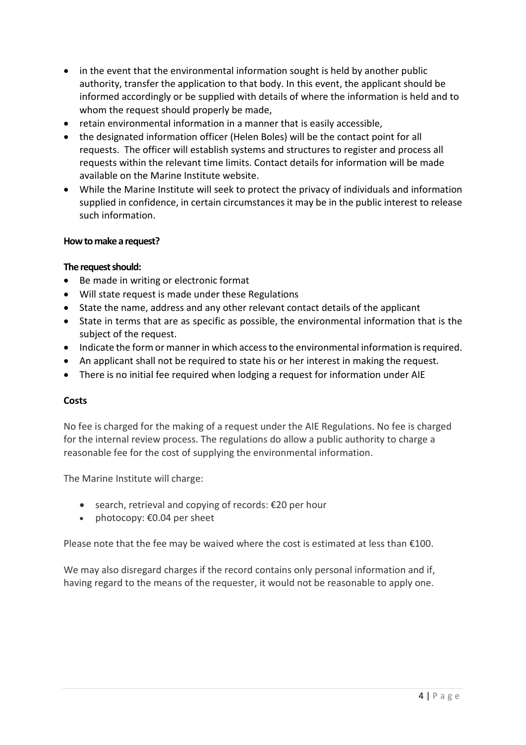- in the event that the environmental information sought is held by another public authority, transfer the application to that body. In this event, the applicant should be informed accordingly or be supplied with details of where the information is held and to whom the request should properly be made,
- retain environmental information in a manner that is easily accessible,
- the designated information officer (Helen Boles) will be the contact point for all requests. The officer will establish systems and structures to register and process all requests within the relevant time limits. Contact details for information will be made available on the Marine Institute website.
- While the Marine Institute will seek to protect the privacy of individuals and information supplied in confidence, in certain circumstances it may be in the public interest to release such information.

**How to make a request?**

**The request should:**

- Be made in writing or electronic format
- Will state request is made under these Regulations
- State the name, address and any other relevant contact details of the applicant
- State in terms that are as specific as possible, the environmental information that is the subject of the request.
- Indicate the form or manner in which access to the environmental information is required.
- An applicant shall not be required to state his or her interest in making the request.
- There is no initial fee required when lodging a request for information under AIE

**Costs**

No fee is charged for the making of a request under the AIE Regulations. No fee is charged for the internal review process. The regulations do allow a public authority to charge a reasonable fee for the cost of supplying the environmental information.

The Marine Institute will charge:

- search, retrieval and copying of records: €20 per hour
- photocopy: €0.04 per sheet

Please note that the fee may be waived where the cost is estimated at less than €100.

We may also disregard charges if the record contains only personal information and if, having regard to the means of the requester, it would not be reasonable to apply one.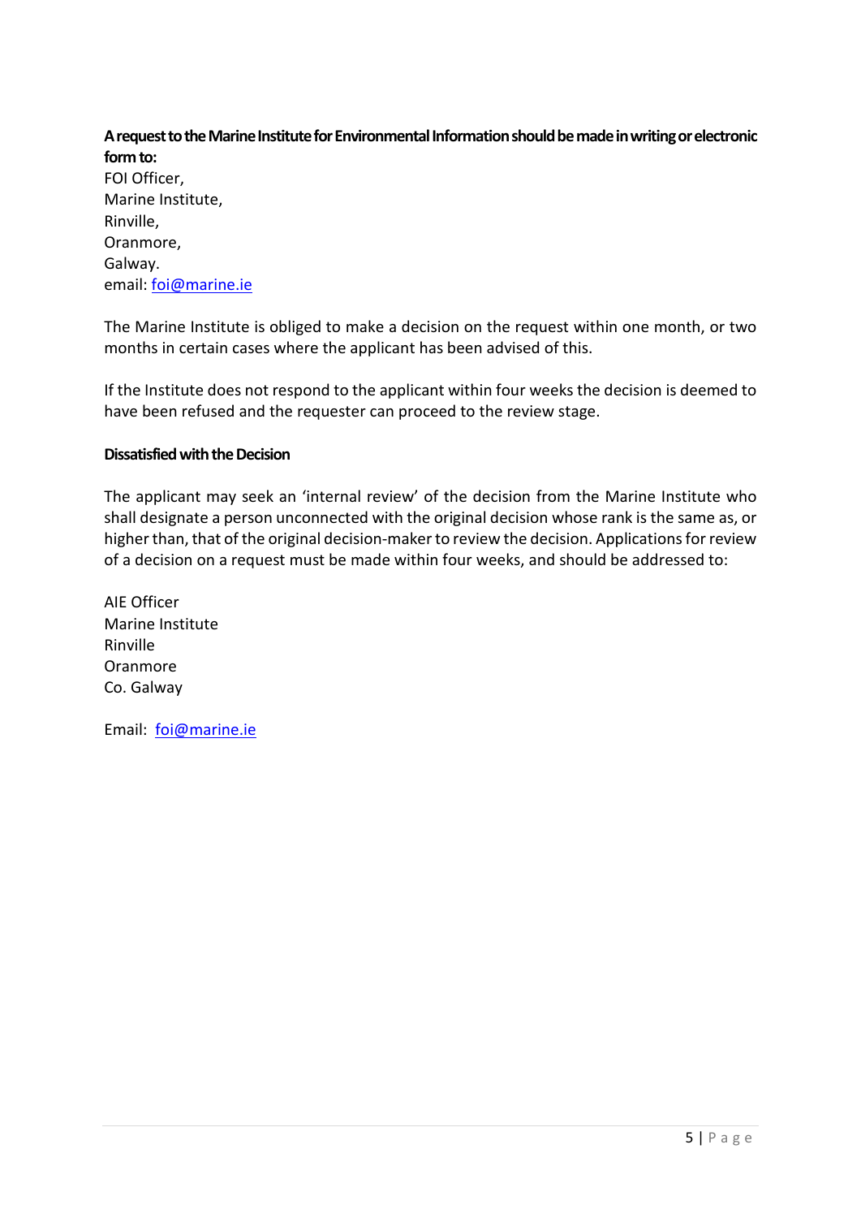**A request to the Marine Institute for Environmental Information should be made in writing or electronic form to:**

FOI Officer,  
Marine Institute,  
Rinville,  
Oranmore,  
Galway.  
email: foi@marine.ie

The Marine Institute is obliged to make a decision on the request within one month, or two months in certain cases where the applicant has been advised of this.

If the Institute does not respond to the applicant within four weeks the decision is deemed to have been refused and the requester can proceed to the review stage.

**Dissatisfied with the Decision**

The applicant may seek an 'internal review' of the decision from the Marine Institute who shall designate a person unconnected with the original decision whose rank is the same as, or higher than, that of the original decision-maker to review the decision. Applications for review of a decision on a request must be made within four weeks, and should be addressed to:

AIE Officer  
Marine Institute  
Rinville  
Oranmore  
Co. Galway

Email: foi@marine.ie